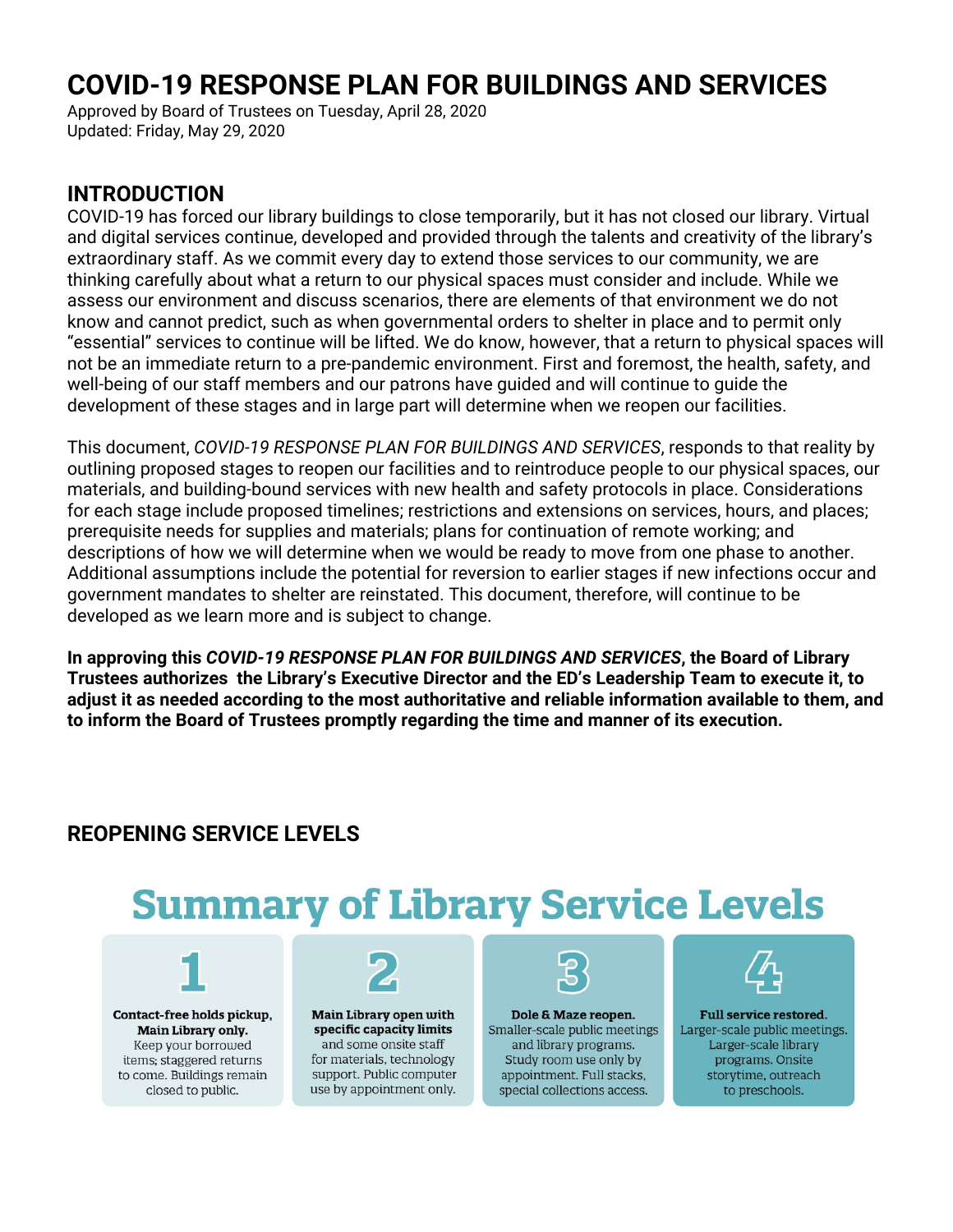# COVID-19 RESPONSE PLAN FOR BUILDINGS AND SERVICES

Approved by Board of Trustees on Tuesday, April 28, 2020
Updated: Friday, May 29, 2020

## INTRODUCTION

COVID-19 has forced our library buildings to close temporarily, but it has not closed our library. Virtual and digital services continue, developed and provided through the talents and creativity of the library's extraordinary staff. As we commit every day to extend those services to our community, we are thinking carefully about what a return to our physical spaces must consider and include. While we assess our environment and discuss scenarios, there are elements of that environment we do not know and cannot predict, such as when governmental orders to shelter in place and to permit only "essential" services to continue will be lifted. We do know, however, that a return to physical spaces will not be an immediate return to a pre-pandemic environment. First and foremost, the health, safety, and well-being of our staff members and our patrons have guided and will continue to guide the development of these stages and in large part will determine when we reopen our facilities.

This document, *COVID-19 RESPONSE PLAN FOR BUILDINGS AND SERVICES*, responds to that reality by outlining proposed stages to reopen our facilities and to reintroduce people to our physical spaces, our materials, and building-bound services with new health and safety protocols in place. Considerations for each stage include proposed timelines; restrictions and extensions on services, hours, and places; prerequisite needs for supplies and materials; plans for continuation of remote working; and descriptions of how we will determine when we would be ready to move from one phase to another. Additional assumptions include the potential for reversion to earlier stages if new infections occur and government mandates to shelter are reinstated. This document, therefore, will continue to be developed as we learn more and is subject to change.

**In approving this *COVID-19 RESPONSE PLAN FOR BUILDINGS AND SERVICES*, the Board of Library Trustees authorizes the Library's Executive Director and the ED's Leadership Team to execute it, to adjust it as needed according to the most authoritative and reliable information available to them, and to inform the Board of Trustees promptly regarding the time and manner of its execution.**

## REOPENING SERVICE LEVELS

### Summary of Library Service Levels

| 1 | 2 | 3 | 4 |
|---|---|---|---|
| **Contact-free holds pickup, Main Library only.** Keep your borrowed items; staggered returns to come. Buildings remain closed to public. | **Main Library open with specific capacity limits** and some onsite staff for materials, technology support. Public computer use by appointment only. | **Dole & Maze reopen.** Smaller-scale public meetings and library programs. Study room use only by appointment. Full stacks, special collections access. | **Full service restored.** Larger-scale public meetings. Larger-scale library programs. Onsite storytime, outreach to preschools. |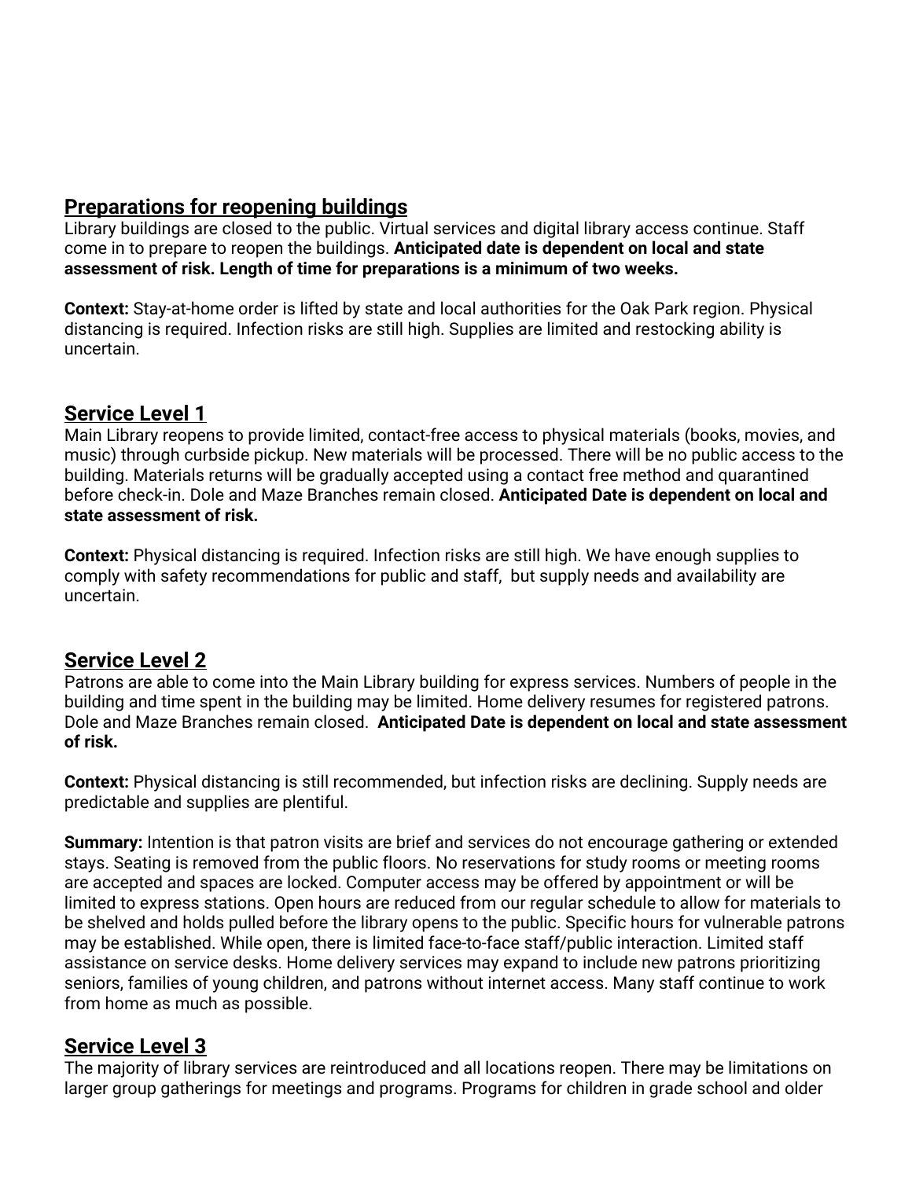## Preparations for reopening buildings

Library buildings are closed to the public. Virtual services and digital library access continue. Staff come in to prepare to reopen the buildings. **Anticipated date is dependent on local and state assessment of risk. Length of time for preparations is a minimum of two weeks.**

**Context:** Stay-at-home order is lifted by state and local authorities for the Oak Park region. Physical distancing is required. Infection risks are still high. Supplies are limited and restocking ability is uncertain.

## Service Level 1

Main Library reopens to provide limited, contact-free access to physical materials (books, movies, and music) through curbside pickup. New materials will be processed. There will be no public access to the building. Materials returns will be gradually accepted using a contact free method and quarantined before check-in. Dole and Maze Branches remain closed. **Anticipated Date is dependent on local and state assessment of risk.**

**Context:** Physical distancing is required. Infection risks are still high. We have enough supplies to comply with safety recommendations for public and staff, but supply needs and availability are uncertain.

## Service Level 2

Patrons are able to come into the Main Library building for express services. Numbers of people in the building and time spent in the building may be limited. Home delivery resumes for registered patrons. Dole and Maze Branches remain closed. **Anticipated Date is dependent on local and state assessment of risk.**

**Context:** Physical distancing is still recommended, but infection risks are declining. Supply needs are predictable and supplies are plentiful.

**Summary:** Intention is that patron visits are brief and services do not encourage gathering or extended stays. Seating is removed from the public floors. No reservations for study rooms or meeting rooms are accepted and spaces are locked. Computer access may be offered by appointment or will be limited to express stations. Open hours are reduced from our regular schedule to allow for materials to be shelved and holds pulled before the library opens to the public. Specific hours for vulnerable patrons may be established. While open, there is limited face-to-face staff/public interaction. Limited staff assistance on service desks. Home delivery services may expand to include new patrons prioritizing seniors, families of young children, and patrons without internet access. Many staff continue to work from home as much as possible.

## Service Level 3

The majority of library services are reintroduced and all locations reopen. There may be limitations on larger group gatherings for meetings and programs. Programs for children in grade school and older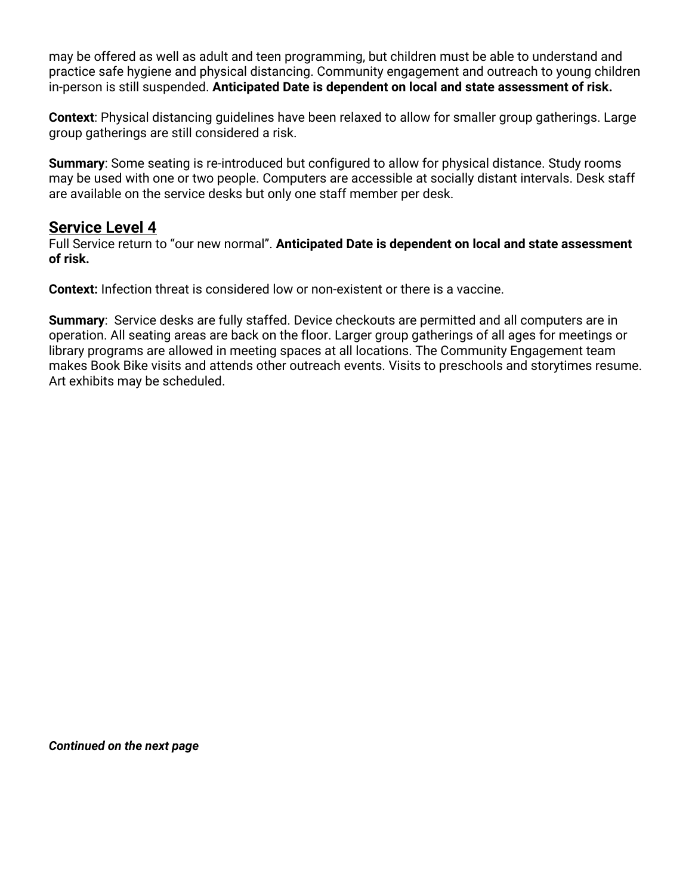may be offered as well as adult and teen programming, but children must be able to understand and practice safe hygiene and physical distancing. Community engagement and outreach to young children in-person is still suspended. **Anticipated Date is dependent on local and state assessment of risk.**

**Context**: Physical distancing guidelines have been relaxed to allow for smaller group gatherings. Large group gatherings are still considered a risk.

**Summary**: Some seating is re-introduced but configured to allow for physical distance. Study rooms may be used with one or two people. Computers are accessible at socially distant intervals. Desk staff are available on the service desks but only one staff member per desk.

## Service Level 4

Full Service return to "our new normal". **Anticipated Date is dependent on local and state assessment of risk.**

**Context:** Infection threat is considered low or non-existent or there is a vaccine.

**Summary**: Service desks are fully staffed. Device checkouts are permitted and all computers are in operation. All seating areas are back on the floor. Larger group gatherings of all ages for meetings or library programs are allowed in meeting spaces at all locations. The Community Engagement team makes Book Bike visits and attends other outreach events. Visits to preschools and storytimes resume. Art exhibits may be scheduled.

***Continued on the next page***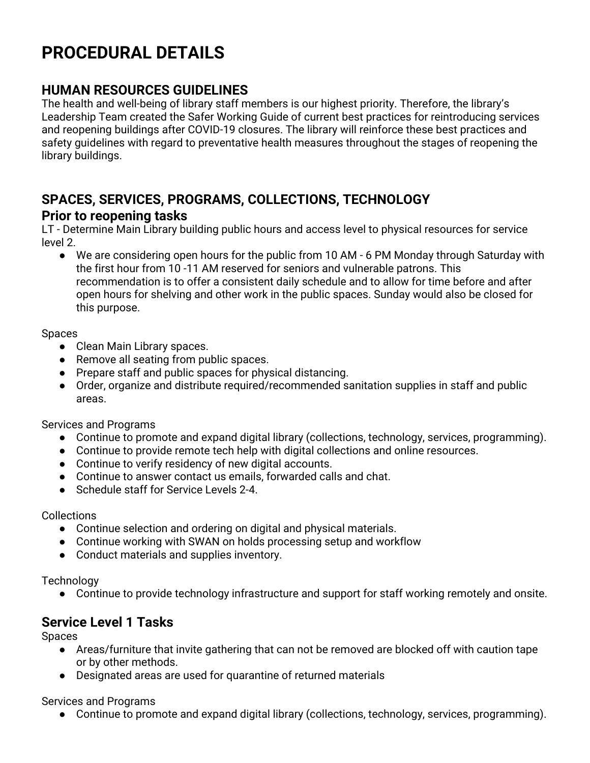# PROCEDURAL DETAILS

## HUMAN RESOURCES GUIDELINES

The health and well-being of library staff members is our highest priority. Therefore, the library's Leadership Team created the Safer Working Guide of current best practices for reintroducing services and reopening buildings after COVID-19 closures. The library will reinforce these best practices and safety guidelines with regard to preventative health measures throughout the stages of reopening the library buildings.

## SPACES, SERVICES, PROGRAMS, COLLECTIONS, TECHNOLOGY

### Prior to reopening tasks

LT - Determine Main Library building public hours and access level to physical resources for service level 2.

- We are considering open hours for the public from 10 AM - 6 PM Monday through Saturday with the first hour from 10 -11 AM reserved for seniors and vulnerable patrons. This recommendation is to offer a consistent daily schedule and to allow for time before and after open hours for shelving and other work in the public spaces. Sunday would also be closed for this purpose.

Spaces

- Clean Main Library spaces.
- Remove all seating from public spaces.
- Prepare staff and public spaces for physical distancing.
- Order, organize and distribute required/recommended sanitation supplies in staff and public areas.

Services and Programs

- Continue to promote and expand digital library (collections, technology, services, programming).
- Continue to provide remote tech help with digital collections and online resources.
- Continue to verify residency of new digital accounts.
- Continue to answer contact us emails, forwarded calls and chat.
- Schedule staff for Service Levels 2-4.

Collections

- Continue selection and ordering on digital and physical materials.
- Continue working with SWAN on holds processing setup and workflow
- Conduct materials and supplies inventory.

Technology

- Continue to provide technology infrastructure and support for staff working remotely and onsite.

### Service Level 1 Tasks

Spaces

- Areas/furniture that invite gathering that can not be removed are blocked off with caution tape or by other methods.
- Designated areas are used for quarantine of returned materials

Services and Programs

- Continue to promote and expand digital library (collections, technology, services, programming).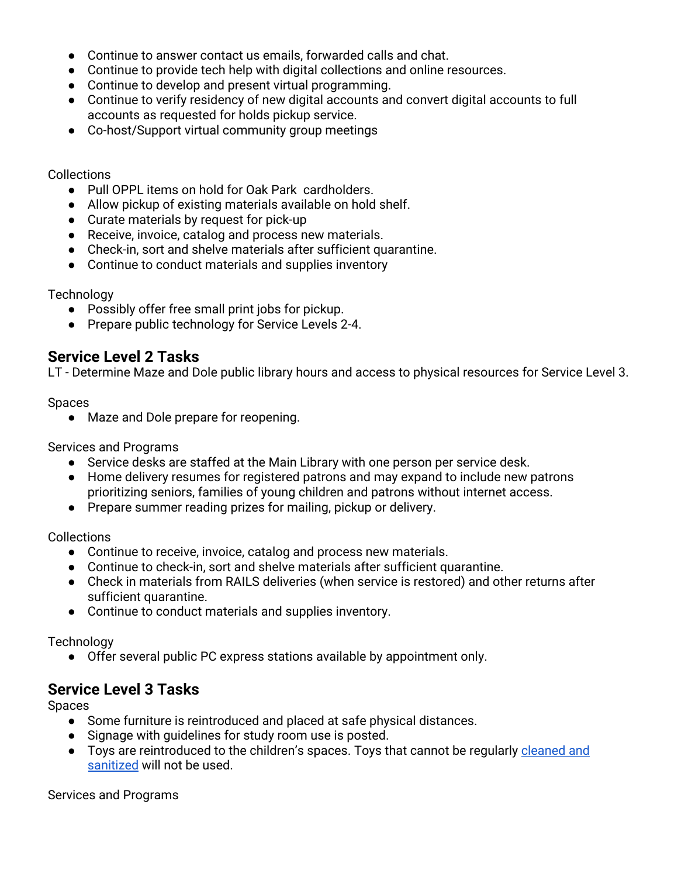- Continue to answer contact us emails, forwarded calls and chat.
- Continue to provide tech help with digital collections and online resources.
- Continue to develop and present virtual programming.
- Continue to verify residency of new digital accounts and convert digital accounts to full accounts as requested for holds pickup service.
- Co-host/Support virtual community group meetings

Collections

- Pull OPPL items on hold for Oak Park cardholders.
- Allow pickup of existing materials available on hold shelf.
- Curate materials by request for pick-up
- Receive, invoice, catalog and process new materials.
- Check-in, sort and shelve materials after sufficient quarantine.
- Continue to conduct materials and supplies inventory

Technology

- Possibly offer free small print jobs for pickup.
- Prepare public technology for Service Levels 2-4.

## Service Level 2 Tasks

LT - Determine Maze and Dole public library hours and access to physical resources for Service Level 3.

Spaces

- Maze and Dole prepare for reopening.

Services and Programs

- Service desks are staffed at the Main Library with one person per service desk.
- Home delivery resumes for registered patrons and may expand to include new patrons prioritizing seniors, families of young children and patrons without internet access.
- Prepare summer reading prizes for mailing, pickup or delivery.

Collections

- Continue to receive, invoice, catalog and process new materials.
- Continue to check-in, sort and shelve materials after sufficient quarantine.
- Check in materials from RAILS deliveries (when service is restored) and other returns after sufficient quarantine.
- Continue to conduct materials and supplies inventory.

Technology

- Offer several public PC express stations available by appointment only.

## Service Level 3 Tasks

Spaces

- Some furniture is reintroduced and placed at safe physical distances.
- Signage with guidelines for study room use is posted.
- Toys are reintroduced to the children's spaces. Toys that cannot be regularly cleaned and sanitized will not be used.

Services and Programs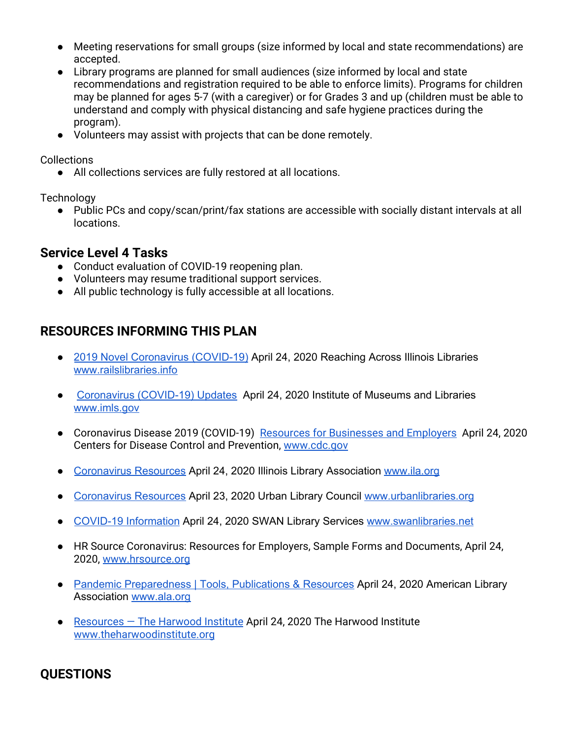- Meeting reservations for small groups (size informed by local and state recommendations) are accepted.
- Library programs are planned for small audiences (size informed by local and state recommendations and registration required to be able to enforce limits). Programs for children may be planned for ages 5-7 (with a caregiver) or for Grades 3 and up (children must be able to understand and comply with physical distancing and safe hygiene practices during the program).
- Volunteers may assist with projects that can be done remotely.

Collections

- All collections services are fully restored at all locations.

Technology

- Public PCs and copy/scan/print/fax stations are accessible with socially distant intervals at all locations.

### Service Level 4 Tasks

- Conduct evaluation of COVID-19 reopening plan.
- Volunteers may resume traditional support services.
- All public technology is fully accessible at all locations.

## RESOURCES INFORMING THIS PLAN

- 2019 Novel Coronavirus (COVID-19) April 24, 2020 Reaching Across Illinois Libraries www.railslibraries.info
- Coronavirus (COVID-19) Updates April 24, 2020 Institute of Museums and Libraries www.imls.gov
- Coronavirus Disease 2019 (COVID-19) Resources for Businesses and Employers April 24, 2020 Centers for Disease Control and Prevention, www.cdc.gov
- Coronavirus Resources April 24, 2020 Illinois Library Association www.ila.org
- Coronavirus Resources April 23, 2020 Urban Library Council www.urbanlibraries.org
- COVID-19 Information April 24, 2020 SWAN Library Services www.swanlibraries.net
- HR Source Coronavirus: Resources for Employers, Sample Forms and Documents, April 24, 2020, www.hrsource.org
- Pandemic Preparedness | Tools, Publications & Resources April 24, 2020 American Library Association www.ala.org
- Resources — The Harwood Institute April 24, 2020 The Harwood Institute www.theharwoodinstitute.org

## QUESTIONS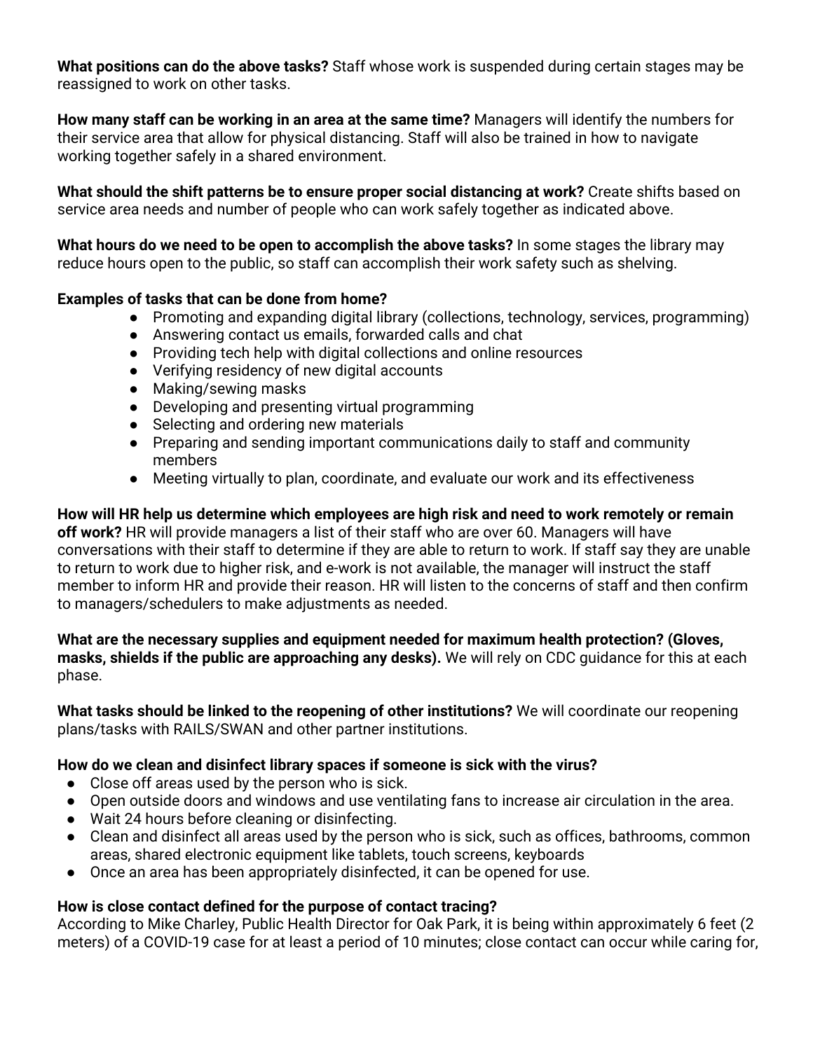**What positions can do the above tasks?** Staff whose work is suspended during certain stages may be reassigned to work on other tasks.

**How many staff can be working in an area at the same time?** Managers will identify the numbers for their service area that allow for physical distancing. Staff will also be trained in how to navigate working together safely in a shared environment.

**What should the shift patterns be to ensure proper social distancing at work?** Create shifts based on service area needs and number of people who can work safely together as indicated above.

**What hours do we need to be open to accomplish the above tasks?** In some stages the library may reduce hours open to the public, so staff can accomplish their work safety such as shelving.

**Examples of tasks that can be done from home?**

- Promoting and expanding digital library (collections, technology, services, programming)
- Answering contact us emails, forwarded calls and chat
- Providing tech help with digital collections and online resources
- Verifying residency of new digital accounts
- Making/sewing masks
- Developing and presenting virtual programming
- Selecting and ordering new materials
- Preparing and sending important communications daily to staff and community members
- Meeting virtually to plan, coordinate, and evaluate our work and its effectiveness

**How will HR help us determine which employees are high risk and need to work remotely or remain off work?** HR will provide managers a list of their staff who are over 60. Managers will have conversations with their staff to determine if they are able to return to work. If staff say they are unable to return to work due to higher risk, and e-work is not available, the manager will instruct the staff member to inform HR and provide their reason. HR will listen to the concerns of staff and then confirm to managers/schedulers to make adjustments as needed.

**What are the necessary supplies and equipment needed for maximum health protection? (Gloves, masks, shields if the public are approaching any desks).** We will rely on CDC guidance for this at each phase.

**What tasks should be linked to the reopening of other institutions?** We will coordinate our reopening plans/tasks with RAILS/SWAN and other partner institutions.

**How do we clean and disinfect library spaces if someone is sick with the virus?**

- Close off areas used by the person who is sick.
- Open outside doors and windows and use ventilating fans to increase air circulation in the area.
- Wait 24 hours before cleaning or disinfecting.
- Clean and disinfect all areas used by the person who is sick, such as offices, bathrooms, common areas, shared electronic equipment like tablets, touch screens, keyboards
- Once an area has been appropriately disinfected, it can be opened for use.

**How is close contact defined for the purpose of contact tracing?**

According to Mike Charley, Public Health Director for Oak Park, it is being within approximately 6 feet (2 meters) of a COVID-19 case for at least a period of 10 minutes; close contact can occur while caring for,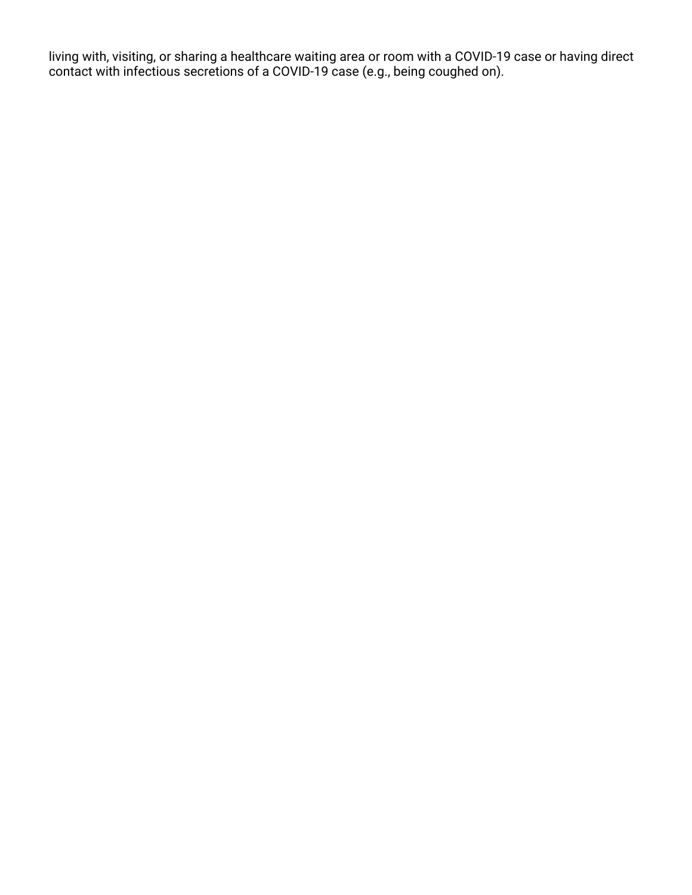living with, visiting, or sharing a healthcare waiting area or room with a COVID-19 case or having direct contact with infectious secretions of a COVID-19 case (e.g., being coughed on).